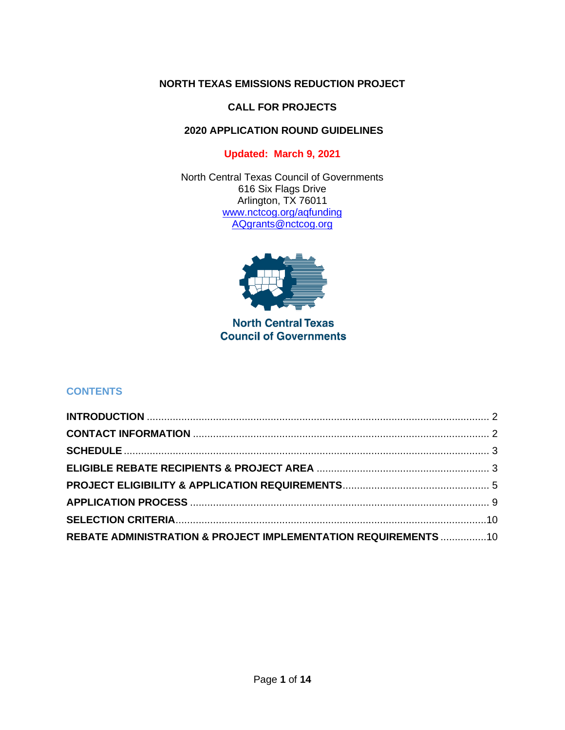# NORTH TEXAS EMISSIONS REDUCTION PROJECT

## CALL FOR PROJECTS

## 2020 APPLICATION ROUND GUIDELINES

**Updated: March 9, 2021**

North Central Texas Council of Governments
616 Six Flags Drive
Arlington, TX 76011
www.nctcog.org/aqfunding
AQgrants@nctcog.org

North Central Texas Council of Governments

## CONTENTS

**INTRODUCTION** ..... 2
**CONTACT INFORMATION** ..... 2
**SCHEDULE** ..... 3
**ELIGIBLE REBATE RECIPIENTS & PROJECT AREA** ..... 3
**PROJECT ELIGIBILITY & APPLICATION REQUIREMENTS** ..... 5
**APPLICATION PROCESS** ..... 9
**SELECTION CRITERIA** ..... 10
**REBATE ADMINISTRATION & PROJECT IMPLEMENTATION REQUIREMENTS** ..... 10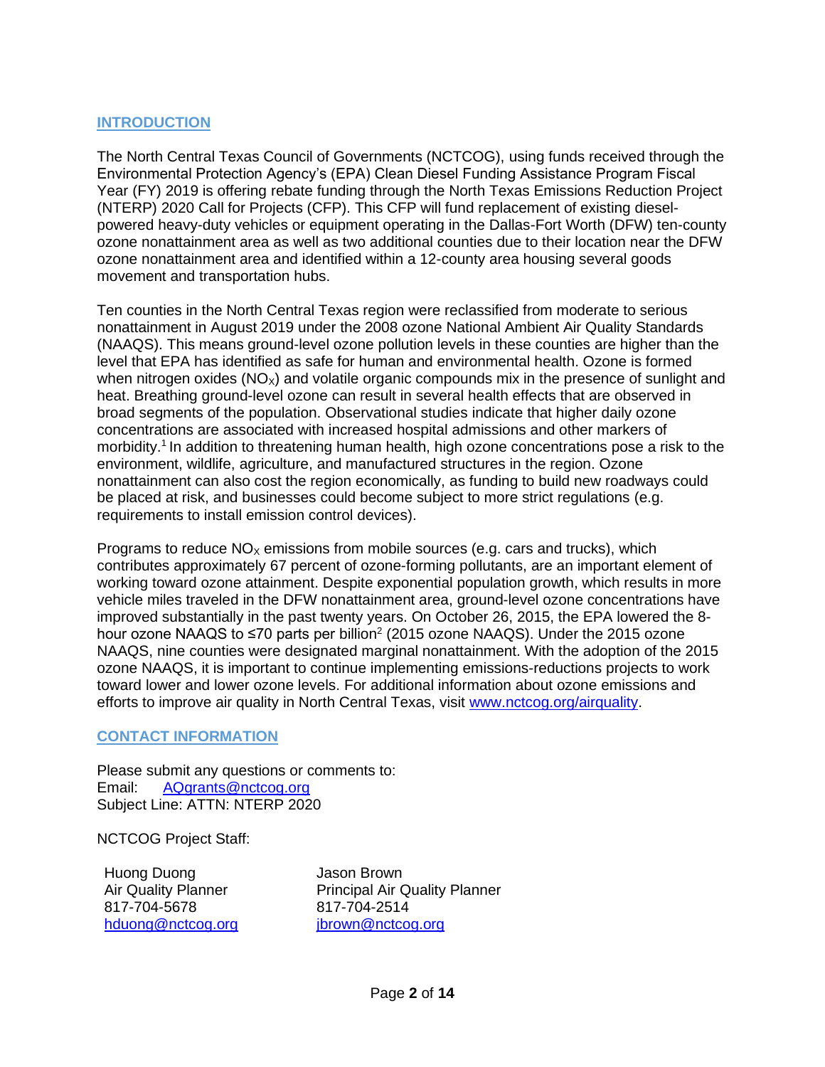## INTRODUCTION

The North Central Texas Council of Governments (NCTCOG), using funds received through the Environmental Protection Agency's (EPA) Clean Diesel Funding Assistance Program Fiscal Year (FY) 2019 is offering rebate funding through the North Texas Emissions Reduction Project (NTERP) 2020 Call for Projects (CFP). This CFP will fund replacement of existing diesel-powered heavy-duty vehicles or equipment operating in the Dallas-Fort Worth (DFW) ten-county ozone nonattainment area as well as two additional counties due to their location near the DFW ozone nonattainment area and identified within a 12-county area housing several goods movement and transportation hubs.

Ten counties in the North Central Texas region were reclassified from moderate to serious nonattainment in August 2019 under the 2008 ozone National Ambient Air Quality Standards (NAAQS). This means ground-level ozone pollution levels in these counties are higher than the level that EPA has identified as safe for human and environmental health. Ozone is formed when nitrogen oxides ($NO_X$) and volatile organic compounds mix in the presence of sunlight and heat. Breathing ground-level ozone can result in several health effects that are observed in broad segments of the population. Observational studies indicate that higher daily ozone concentrations are associated with increased hospital admissions and other markers of morbidity.[1] In addition to threatening human health, high ozone concentrations pose a risk to the environment, wildlife, agriculture, and manufactured structures in the region. Ozone nonattainment can also cost the region economically, as funding to build new roadways could be placed at risk, and businesses could become subject to more strict regulations (e.g. requirements to install emission control devices).

Programs to reduce $NO_X$ emissions from mobile sources (e.g. cars and trucks), which contributes approximately 67 percent of ozone-forming pollutants, are an important element of working toward ozone attainment. Despite exponential population growth, which results in more vehicle miles traveled in the DFW nonattainment area, ground-level ozone concentrations have improved substantially in the past twenty years. On October 26, 2015, the EPA lowered the 8-hour ozone NAAQS to ≤70 parts per billion[2] (2015 ozone NAAQS). Under the 2015 ozone NAAQS, nine counties were designated marginal nonattainment. With the adoption of the 2015 ozone NAAQS, it is important to continue implementing emissions-reductions projects to work toward lower and lower ozone levels. For additional information about ozone emissions and efforts to improve air quality in North Central Texas, visit www.nctcog.org/airquality.

## CONTACT INFORMATION

Please submit any questions or comments to:
Email: AQgrants@nctcog.org
Subject Line: ATTN: NTERP 2020

NCTCOG Project Staff:

Huong Duong
Air Quality Planner
817-704-5678
hduong@nctcog.org

Jason Brown
Principal Air Quality Planner
817-704-2514
jbrown@nctcog.org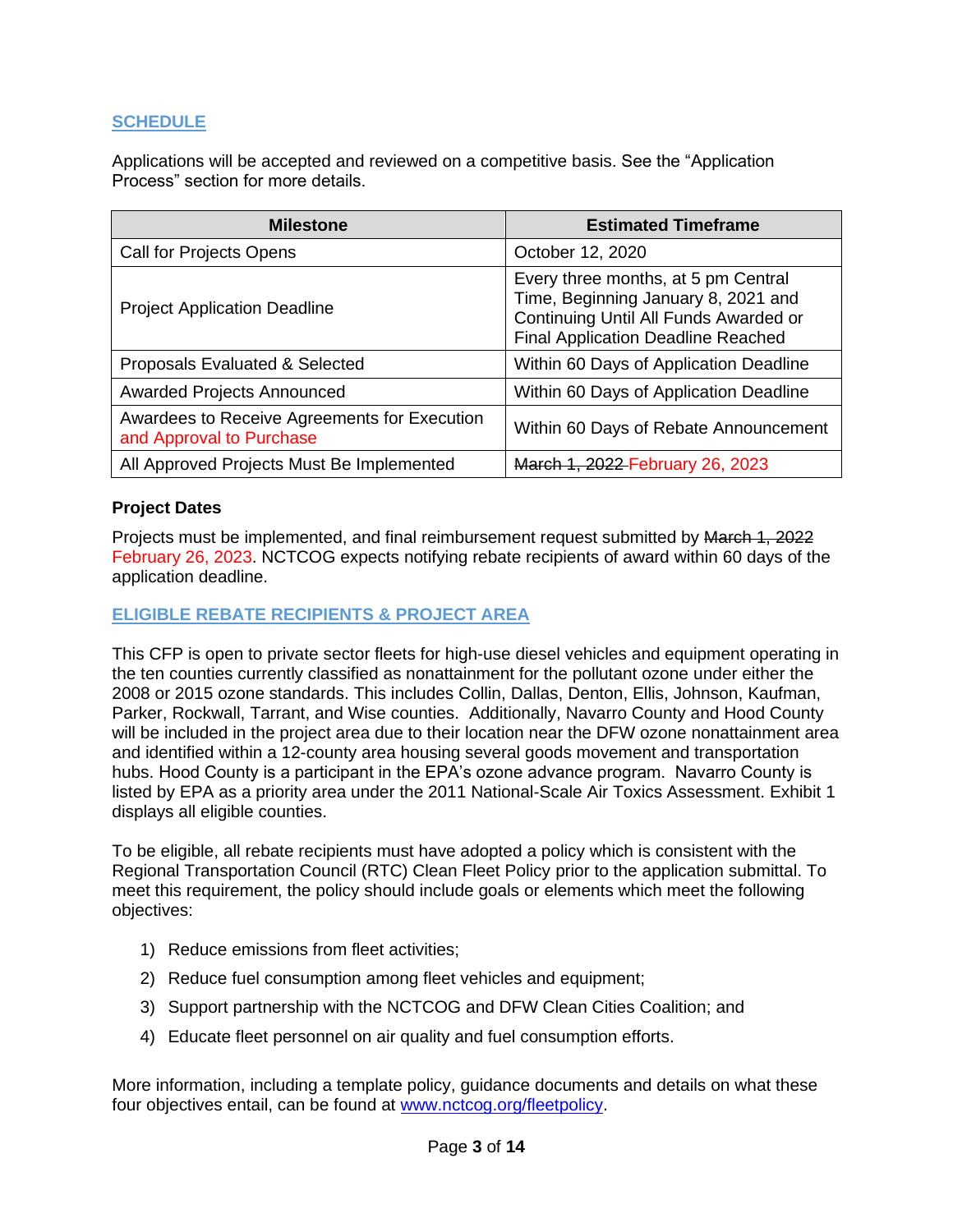## SCHEDULE

Applications will be accepted and reviewed on a competitive basis. See the "Application Process" section for more details.

| Milestone | Estimated Timeframe |
|---|---|
| Call for Projects Opens | October 12, 2020 |
| Project Application Deadline | Every three months, at 5 pm Central Time, Beginning January 8, 2021 and Continuing Until All Funds Awarded or Final Application Deadline Reached |
| Proposals Evaluated & Selected | Within 60 Days of Application Deadline |
| Awarded Projects Announced | Within 60 Days of Application Deadline |
| Awardees to Receive Agreements for Execution and Approval to Purchase | Within 60 Days of Rebate Announcement |
| All Approved Projects Must Be Implemented | ~~March 1, 2022~~ February 26, 2023 |

**Project Dates**

Projects must be implemented, and final reimbursement request submitted by ~~March 1, 2022~~ February 26, 2023. NCTCOG expects notifying rebate recipients of award within 60 days of the application deadline.

## ELIGIBLE REBATE RECIPIENTS & PROJECT AREA

This CFP is open to private sector fleets for high-use diesel vehicles and equipment operating in the ten counties currently classified as nonattainment for the pollutant ozone under either the 2008 or 2015 ozone standards. This includes Collin, Dallas, Denton, Ellis, Johnson, Kaufman, Parker, Rockwall, Tarrant, and Wise counties. Additionally, Navarro County and Hood County will be included in the project area due to their location near the DFW ozone nonattainment area and identified within a 12-county area housing several goods movement and transportation hubs. Hood County is a participant in the EPA's ozone advance program. Navarro County is listed by EPA as a priority area under the 2011 National-Scale Air Toxics Assessment. Exhibit 1 displays all eligible counties.

To be eligible, all rebate recipients must have adopted a policy which is consistent with the Regional Transportation Council (RTC) Clean Fleet Policy prior to the application submittal. To meet this requirement, the policy should include goals or elements which meet the following objectives:

1) Reduce emissions from fleet activities;
2) Reduce fuel consumption among fleet vehicles and equipment;
3) Support partnership with the NCTCOG and DFW Clean Cities Coalition; and
4) Educate fleet personnel on air quality and fuel consumption efforts.

More information, including a template policy, guidance documents and details on what these four objectives entail, can be found at www.nctcog.org/fleetpolicy.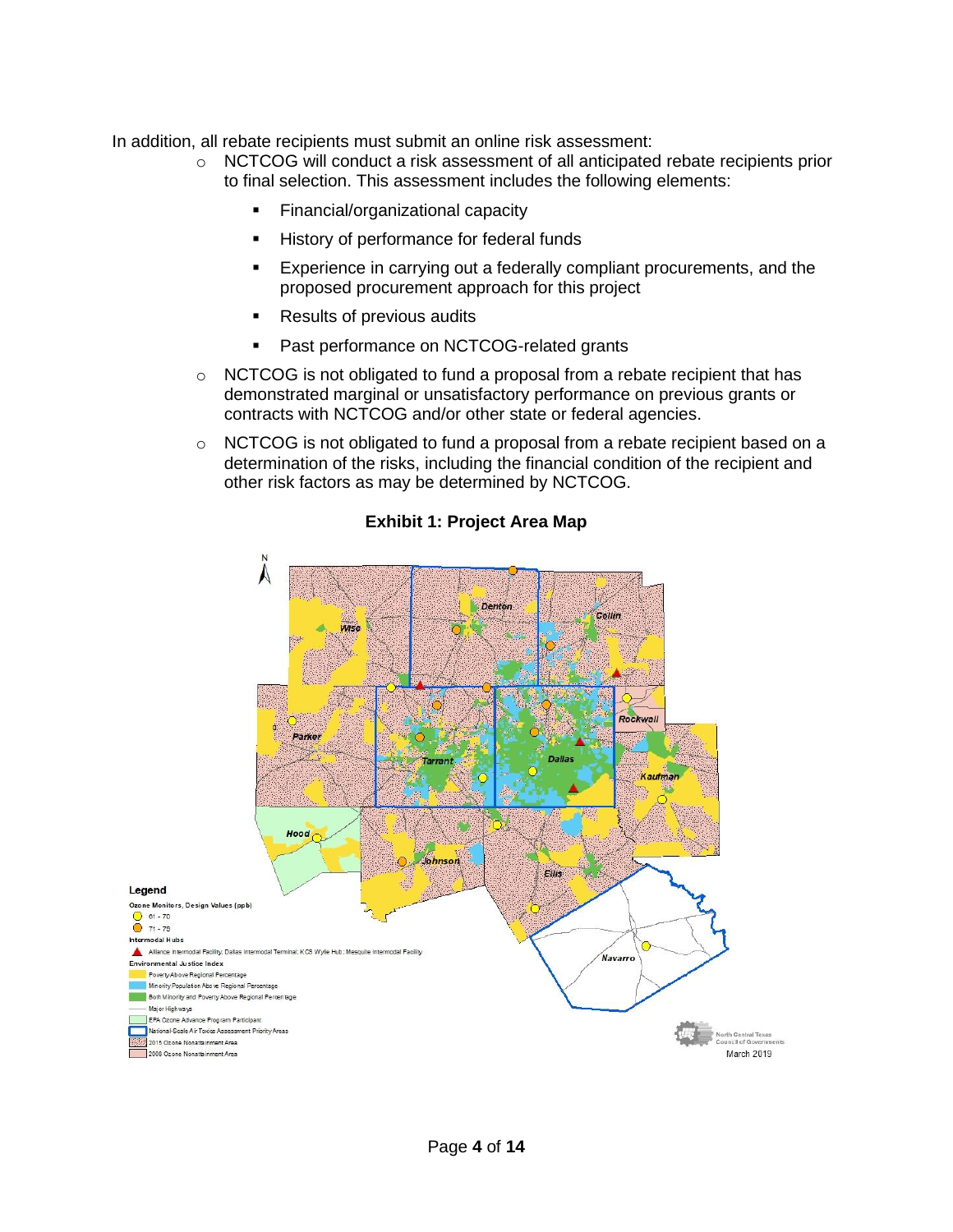In addition, all rebate recipients must submit an online risk assessment:

- NCTCOG will conduct a risk assessment of all anticipated rebate recipients prior to final selection. This assessment includes the following elements:
  - Financial/organizational capacity
  - History of performance for federal funds
  - Experience in carrying out a federally compliant procurements, and the proposed procurement approach for this project
  - Results of previous audits
  - Past performance on NCTCOG-related grants
- NCTCOG is not obligated to fund a proposal from a rebate recipient that has demonstrated marginal or unsatisfactory performance on previous grants or contracts with NCTCOG and/or other state or federal agencies.
- NCTCOG is not obligated to fund a proposal from a rebate recipient based on a determination of the risks, including the financial condition of the recipient and other risk factors as may be determined by NCTCOG.

**Exhibit 1: Project Area Map**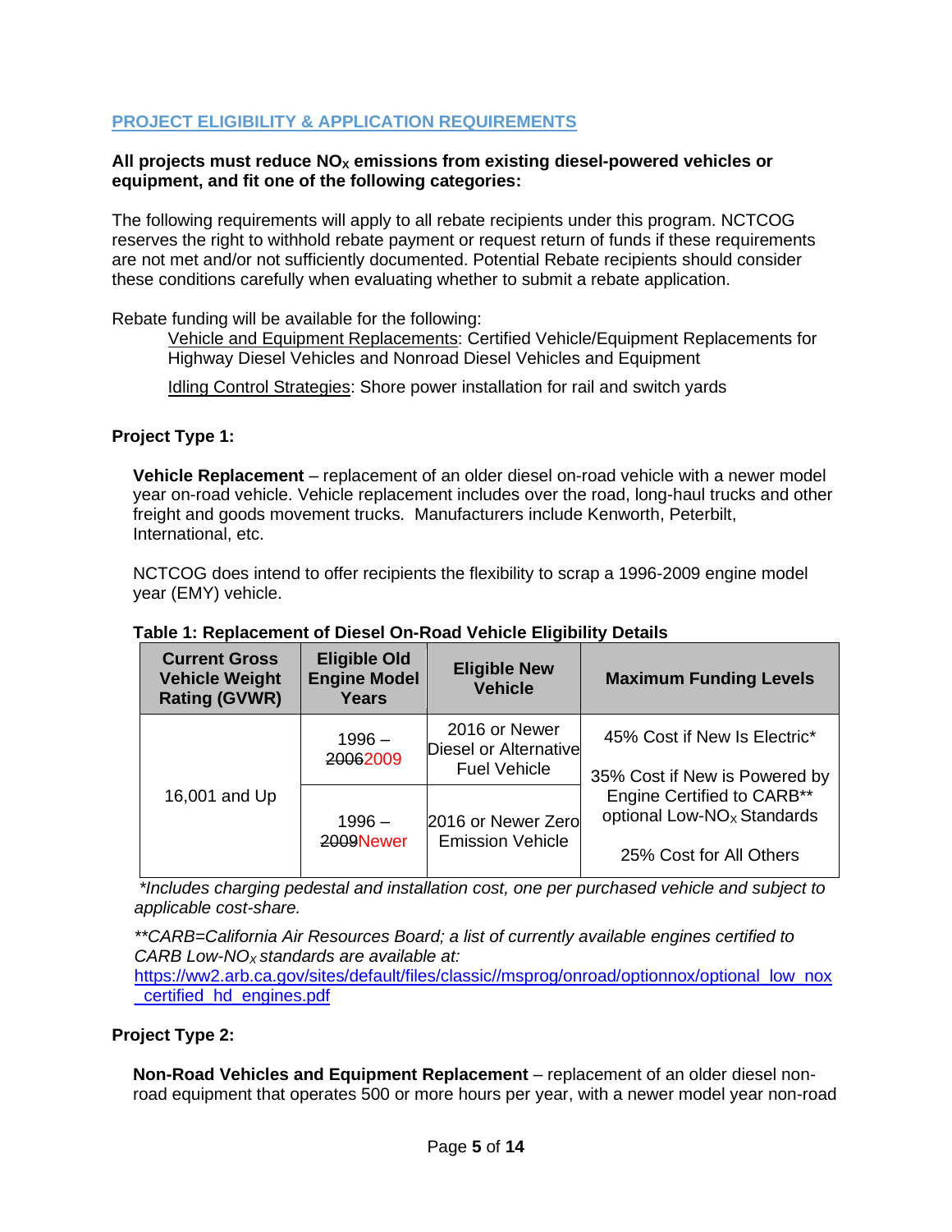## PROJECT ELIGIBILITY & APPLICATION REQUIREMENTS

**All projects must reduce $NO_X$ emissions from existing diesel-powered vehicles or equipment, and fit one of the following categories:**

The following requirements will apply to all rebate recipients under this program. NCTCOG reserves the right to withhold rebate payment or request return of funds if these requirements are not met and/or not sufficiently documented. Potential Rebate recipients should consider these conditions carefully when evaluating whether to submit a rebate application.

Rebate funding will be available for the following:

Vehicle and Equipment Replacements: Certified Vehicle/Equipment Replacements for Highway Diesel Vehicles and Nonroad Diesel Vehicles and Equipment

Idling Control Strategies: Shore power installation for rail and switch yards

**Project Type 1:**

**Vehicle Replacement** – replacement of an older diesel on-road vehicle with a newer model year on-road vehicle. Vehicle replacement includes over the road, long-haul trucks and other freight and goods movement trucks. Manufacturers include Kenworth, Peterbilt, International, etc.

NCTCOG does intend to offer recipients the flexibility to scrap a 1996-2009 engine model year (EMY) vehicle.

**Table 1: Replacement of Diesel On-Road Vehicle Eligibility Details**

| Current Gross Vehicle Weight Rating (GVWR) | Eligible Old Engine Model Years | Eligible New Vehicle | Maximum Funding Levels |
|---|---|---|---|
| 16,001 and Up | 1996 – ~~2006~~2009 | 2016 or Newer Diesel or Alternative Fuel Vehicle | 45% Cost if New Is Electric*<br><br>35% Cost if New is Powered by Engine Certified to CARB** optional Low-$NO_X$ Standards<br><br>25% Cost for All Others |
| | 1996 – ~~2009~~Newer | 2016 or Newer Zero Emission Vehicle | |

*\*Includes charging pedestal and installation cost, one per purchased vehicle and subject to applicable cost-share.*

*\*\*CARB=California Air Resources Board; a list of currently available engines certified to CARB Low-$NO_X$ standards are available at:*
https://ww2.arb.ca.gov/sites/default/files/classic//msprog/onroad/optionnox/optional_low_nox_certified_hd_engines.pdf

**Project Type 2:**

**Non-Road Vehicles and Equipment Replacement** – replacement of an older diesel non-road equipment that operates 500 or more hours per year, with a newer model year non-road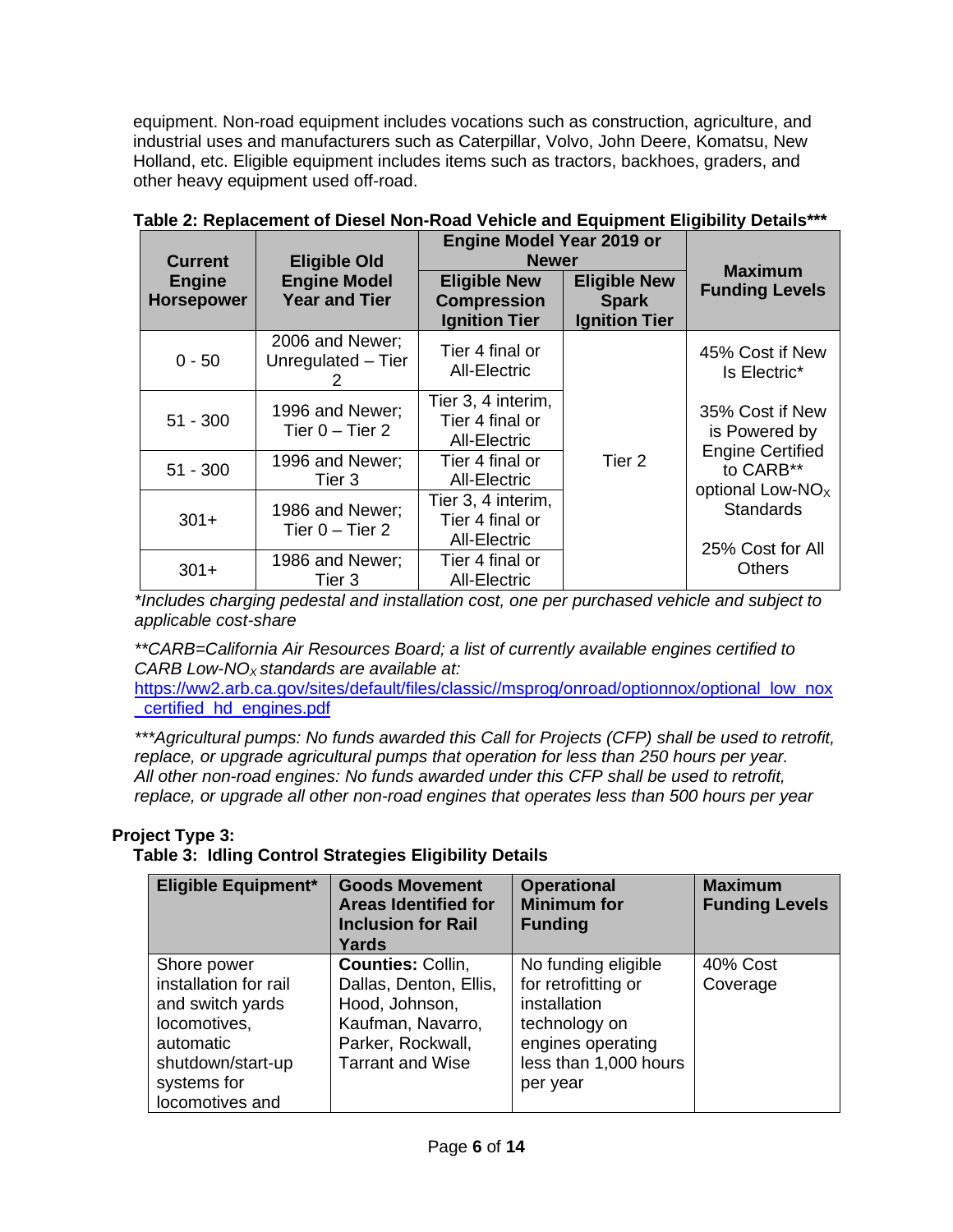equipment. Non-road equipment includes vocations such as construction, agriculture, and industrial uses and manufacturers such as Caterpillar, Volvo, John Deere, Komatsu, New Holland, etc. Eligible equipment includes items such as tractors, backhoes, graders, and other heavy equipment used off-road.

**Table 2: Replacement of Diesel Non-Road Vehicle and Equipment Eligibility Details*****

| Current Engine Horsepower | Eligible Old Engine Model Year and Tier | Engine Model Year 2019 or Newer | | Maximum Funding Levels |
|---|---|---|---|---|
| | | **Eligible New Compression Ignition Tier** | **Eligible New Spark Ignition Tier** | |
| 0 - 50 | 2006 and Newer; Unregulated – Tier 2 | Tier 4 final or All-Electric | Tier 2 | 45% Cost if New Is Electric* 35% Cost if New is Powered by Engine Certified to CARB** optional Low-$NO_X$ Standards 25% Cost for All Others |
| 51 - 300 | 1996 and Newer; Tier 0 – Tier 2 | Tier 3, 4 interim, Tier 4 final or All-Electric | | |
| 51 - 300 | 1996 and Newer; Tier 3 | Tier 4 final or All-Electric | | |
| 301+ | 1986 and Newer; Tier 0 – Tier 2 | Tier 3, 4 interim, Tier 4 final or All-Electric | | |
| 301+ | 1986 and Newer; Tier 3 | Tier 4 final or All-Electric | | |

*\*Includes charging pedestal and installation cost, one per purchased vehicle and subject to applicable cost-share*

*\*\*CARB=California Air Resources Board; a list of currently available engines certified to CARB Low-$NO_X$ standards are available at:*
https://ww2.arb.ca.gov/sites/default/files/classic//msprog/onroad/optionnox/optional_low_nox_certified_hd_engines.pdf

*\*\*\*Agricultural pumps: No funds awarded this Call for Projects (CFP) shall be used to retrofit, replace, or upgrade agricultural pumps that operation for less than 250 hours per year.*
*All other non-road engines: No funds awarded under this CFP shall be used to retrofit, replace, or upgrade all other non-road engines that operates less than 500 hours per year*

**Project Type 3:**

**Table 3: Idling Control Strategies Eligibility Details**

| Eligible Equipment* | Goods Movement Areas Identified for Inclusion for Rail Yards | Operational Minimum for Funding | Maximum Funding Levels |
|---|---|---|---|
| Shore power installation for rail and switch yards locomotives, automatic shutdown/start-up systems for locomotives and | **Counties:** Collin, Dallas, Denton, Ellis, Hood, Johnson, Kaufman, Navarro, Parker, Rockwall, Tarrant and Wise | No funding eligible for retrofitting or installation technology on engines operating less than 1,000 hours per year | 40% Cost Coverage |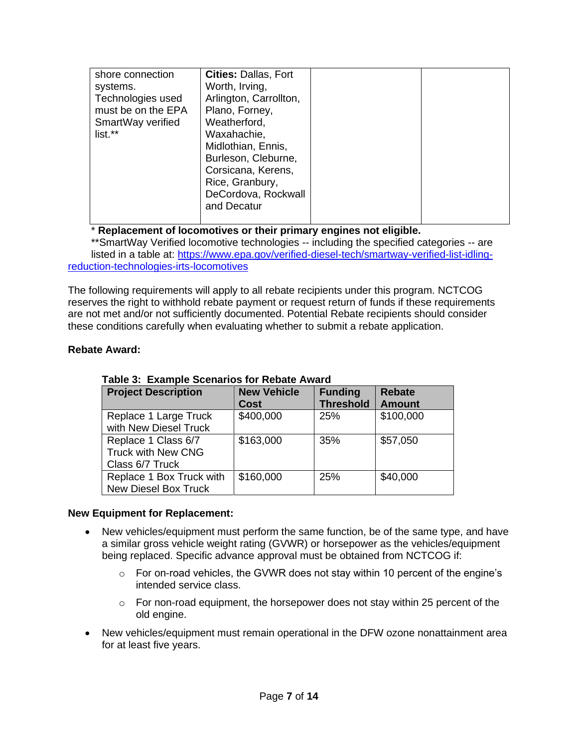| | | | |
|---|---|---|---|
| shore connection systems. Technologies used must be on the EPA SmartWay verified list.** | **Cities:** Dallas, Fort Worth, Irving, Arlington, Carrollton, Plano, Forney, Weatherford, Waxahachie, Midlothian, Ennis, Burleson, Cleburne, Corsicana, Kerens, Rice, Granbury, DeCordova, Rockwall and Decatur | | |

\* **Replacement of locomotives or their primary engines not eligible.**

**SmartWay Verified locomotive technologies -- including the specified categories -- are listed in a table at: [https://www.epa.gov/verified-diesel-tech/smartway-verified-list-idling-reduction-technologies-irts-locomotives](https://www.epa.gov/verified-diesel-tech/smartway-verified-list-idling-reduction-technologies-irts-locomotives)

The following requirements will apply to all rebate recipients under this program. NCTCOG reserves the right to withhold rebate payment or request return of funds if these requirements are not met and/or not sufficiently documented. Potential Rebate recipients should consider these conditions carefully when evaluating whether to submit a rebate application.

**Rebate Award:**

**Table 3: Example Scenarios for Rebate Award**

| Project Description | New Vehicle Cost | Funding Threshold | Rebate Amount |
|---|---|---|---|
| Replace 1 Large Truck with New Diesel Truck | $400,000 | 25% | $100,000 |
| Replace 1 Class 6/7 Truck with New CNG Class 6/7 Truck | $163,000 | 35% | $57,050 |
| Replace 1 Box Truck with New Diesel Box Truck | $160,000 | 25% | $40,000 |

**New Equipment for Replacement:**

- New vehicles/equipment must perform the same function, be of the same type, and have a similar gross vehicle weight rating (GVWR) or horsepower as the vehicles/equipment being replaced. Specific advance approval must be obtained from NCTCOG if:
  - For on-road vehicles, the GVWR does not stay within 10 percent of the engine's intended service class.
  - For non-road equipment, the horsepower does not stay within 25 percent of the old engine.
- New vehicles/equipment must remain operational in the DFW ozone nonattainment area for at least five years.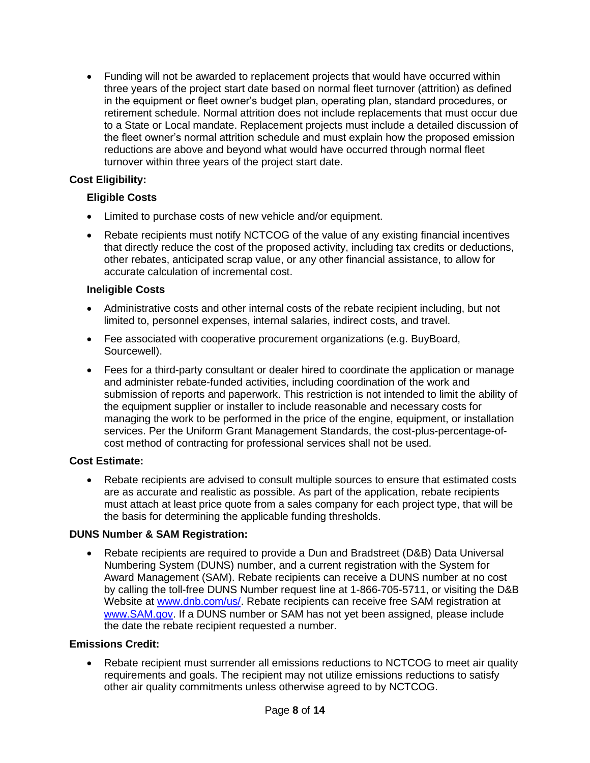- Funding will not be awarded to replacement projects that would have occurred within three years of the project start date based on normal fleet turnover (attrition) as defined in the equipment or fleet owner's budget plan, operating plan, standard procedures, or retirement schedule. Normal attrition does not include replacements that must occur due to a State or Local mandate. Replacement projects must include a detailed discussion of the fleet owner's normal attrition schedule and must explain how the proposed emission reductions are above and beyond what would have occurred through normal fleet turnover within three years of the project start date.

**Cost Eligibility:**

**Eligible Costs**

- Limited to purchase costs of new vehicle and/or equipment.
- Rebate recipients must notify NCTCOG of the value of any existing financial incentives that directly reduce the cost of the proposed activity, including tax credits or deductions, other rebates, anticipated scrap value, or any other financial assistance, to allow for accurate calculation of incremental cost.

**Ineligible Costs**

- Administrative costs and other internal costs of the rebate recipient including, but not limited to, personnel expenses, internal salaries, indirect costs, and travel.
- Fee associated with cooperative procurement organizations (e.g. BuyBoard, Sourcewell).
- Fees for a third-party consultant or dealer hired to coordinate the application or manage and administer rebate-funded activities, including coordination of the work and submission of reports and paperwork. This restriction is not intended to limit the ability of the equipment supplier or installer to include reasonable and necessary costs for managing the work to be performed in the price of the engine, equipment, or installation services. Per the Uniform Grant Management Standards, the cost-plus-percentage-of-cost method of contracting for professional services shall not be used.

**Cost Estimate:**

- Rebate recipients are advised to consult multiple sources to ensure that estimated costs are as accurate and realistic as possible. As part of the application, rebate recipients must attach at least price quote from a sales company for each project type, that will be the basis for determining the applicable funding thresholds.

**DUNS Number & SAM Registration:**

- Rebate recipients are required to provide a Dun and Bradstreet (D&B) Data Universal Numbering System (DUNS) number, and a current registration with the System for Award Management (SAM). Rebate recipients can receive a DUNS number at no cost by calling the toll-free DUNS Number request line at 1-866-705-5711, or visiting the D&B Website at [www.dnb.com/us/](www.dnb.com/us/). Rebate recipients can receive free SAM registration at [www.SAM.gov](www.SAM.gov). If a DUNS number or SAM has not yet been assigned, please include the date the rebate recipient requested a number.

**Emissions Credit:**

- Rebate recipient must surrender all emissions reductions to NCTCOG to meet air quality requirements and goals. The recipient may not utilize emissions reductions to satisfy other air quality commitments unless otherwise agreed to by NCTCOG.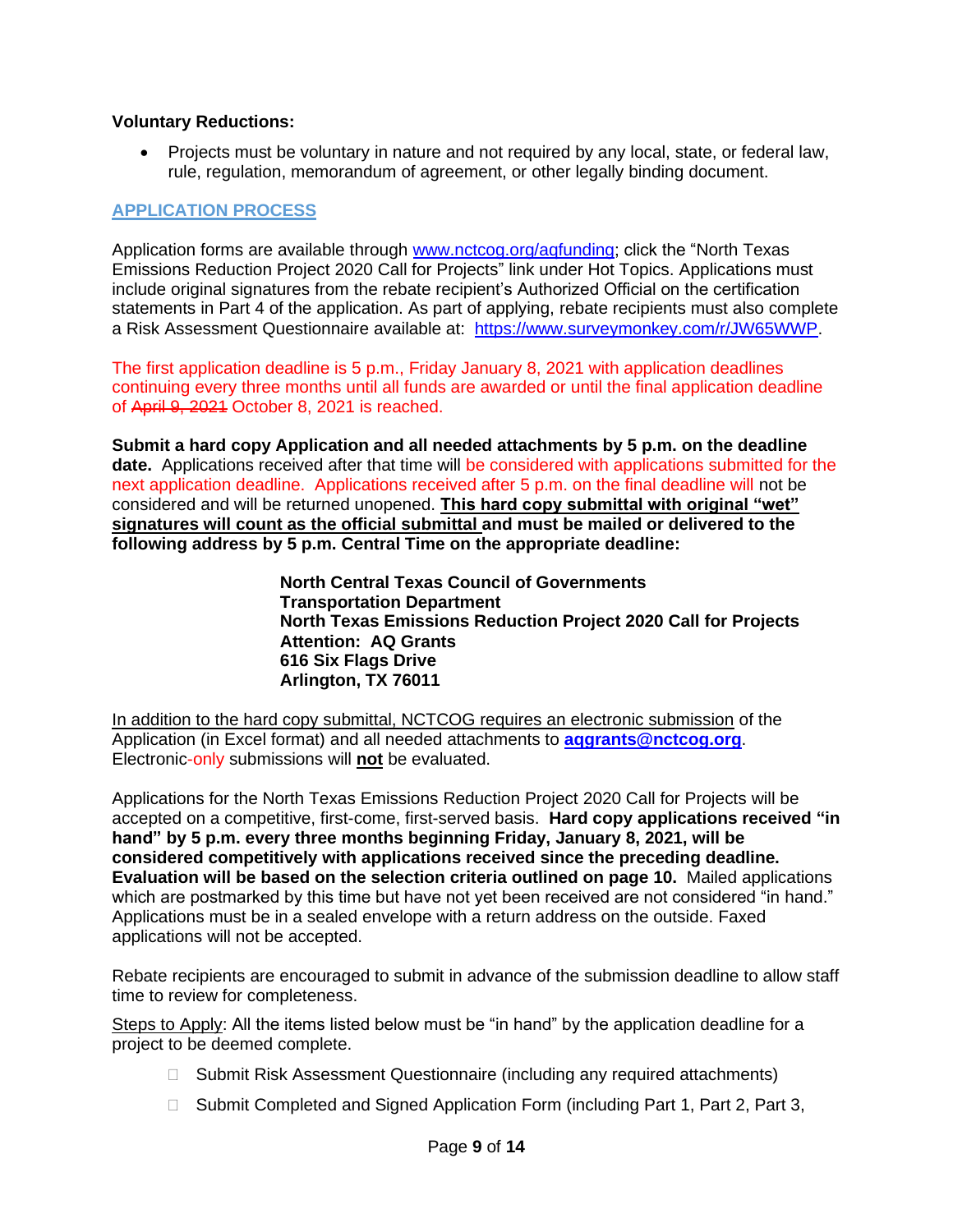**Voluntary Reductions:**

- Projects must be voluntary in nature and not required by any local, state, or federal law, rule, regulation, memorandum of agreement, or other legally binding document.

## APPLICATION PROCESS

Application forms are available through www.nctcog.org/aqfunding; click the "North Texas Emissions Reduction Project 2020 Call for Projects" link under Hot Topics. Applications must include original signatures from the rebate recipient's Authorized Official on the certification statements in Part 4 of the application. As part of applying, rebate recipients must also complete a Risk Assessment Questionnaire available at: https://www.surveymonkey.com/r/JW65WWP.

The first application deadline is 5 p.m., Friday January 8, 2021 with application deadlines continuing every three months until all funds are awarded or until the final application deadline of ~~April 9, 2021~~ October 8, 2021 is reached.

**Submit a hard copy Application and all needed attachments by 5 p.m. on the deadline date.** Applications received after that time will be considered with applications submitted for the next application deadline. Applications received after 5 p.m. on the final deadline will not be considered and will be returned unopened. **This hard copy submittal with original "wet" signatures will count as the official submittal and must be mailed or delivered to the following address by 5 p.m. Central Time on the appropriate deadline:**

**North Central Texas Council of Governments**
**Transportation Department**
**North Texas Emissions Reduction Project 2020 Call for Projects**
**Attention: AQ Grants**
**616 Six Flags Drive**
**Arlington, TX 76011**

In addition to the hard copy submittal, NCTCOG requires an electronic submission of the Application (in Excel format) and all needed attachments to **aqgrants@nctcog.org**. Electronic-only submissions will **not** be evaluated.

Applications for the North Texas Emissions Reduction Project 2020 Call for Projects will be accepted on a competitive, first-come, first-served basis. **Hard copy applications received "in hand" by 5 p.m. every three months beginning Friday, January 8, 2021, will be considered competitively with applications received since the preceding deadline. Evaluation will be based on the selection criteria outlined on page 10.** Mailed applications which are postmarked by this time but have not yet been received are not considered "in hand." Applications must be in a sealed envelope with a return address on the outside. Faxed applications will not be accepted.

Rebate recipients are encouraged to submit in advance of the submission deadline to allow staff time to review for completeness.

Steps to Apply: All the items listed below must be "in hand" by the application deadline for a project to be deemed complete.

- ☐ Submit Risk Assessment Questionnaire (including any required attachments)
- ☐ Submit Completed and Signed Application Form (including Part 1, Part 2, Part 3,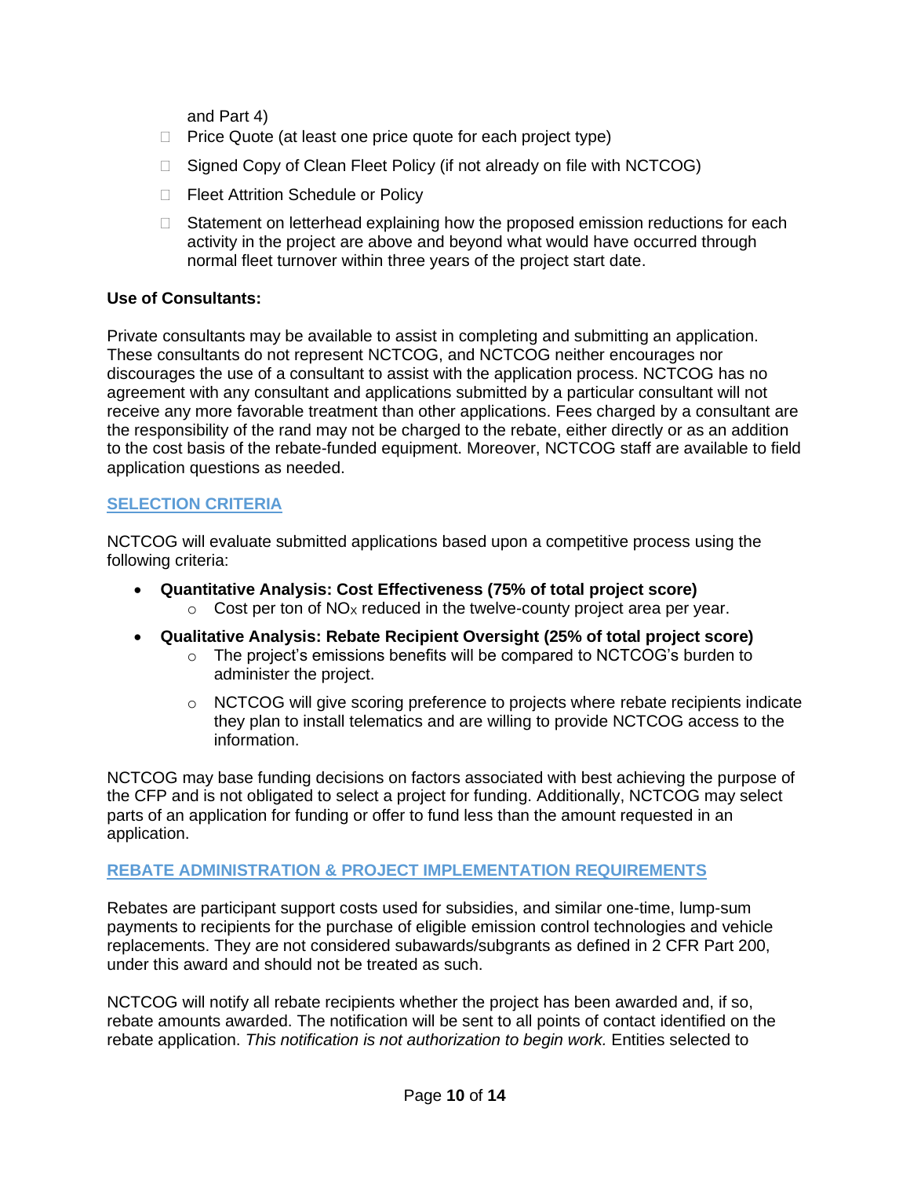and Part 4)

- ☐ Price Quote (at least one price quote for each project type)
- ☐ Signed Copy of Clean Fleet Policy (if not already on file with NCTCOG)
- ☐ Fleet Attrition Schedule or Policy
- ☐ Statement on letterhead explaining how the proposed emission reductions for each activity in the project are above and beyond what would have occurred through normal fleet turnover within three years of the project start date.

**Use of Consultants:**

Private consultants may be available to assist in completing and submitting an application. These consultants do not represent NCTCOG, and NCTCOG neither encourages nor discourages the use of a consultant to assist with the application process. NCTCOG has no agreement with any consultant and applications submitted by a particular consultant will not receive any more favorable treatment than other applications. Fees charged by a consultant are the responsibility of the rand may not be charged to the rebate, either directly or as an addition to the cost basis of the rebate-funded equipment. Moreover, NCTCOG staff are available to field application questions as needed.

## SELECTION CRITERIA

NCTCOG will evaluate submitted applications based upon a competitive process using the following criteria:

- **Quantitative Analysis: Cost Effectiveness (75% of total project score)**
  - Cost per ton of $NO_X$ reduced in the twelve-county project area per year.
- **Qualitative Analysis: Rebate Recipient Oversight (25% of total project score)**
  - The project's emissions benefits will be compared to NCTCOG's burden to administer the project.
  - NCTCOG will give scoring preference to projects where rebate recipients indicate they plan to install telematics and are willing to provide NCTCOG access to the information.

NCTCOG may base funding decisions on factors associated with best achieving the purpose of the CFP and is not obligated to select a project for funding. Additionally, NCTCOG may select parts of an application for funding or offer to fund less than the amount requested in an application.

## REBATE ADMINISTRATION & PROJECT IMPLEMENTATION REQUIREMENTS

Rebates are participant support costs used for subsidies, and similar one-time, lump-sum payments to recipients for the purchase of eligible emission control technologies and vehicle replacements. They are not considered subawards/subgrants as defined in 2 CFR Part 200, under this award and should not be treated as such.

NCTCOG will notify all rebate recipients whether the project has been awarded and, if so, rebate amounts awarded. The notification will be sent to all points of contact identified on the rebate application. *This notification is not authorization to begin work.* Entities selected to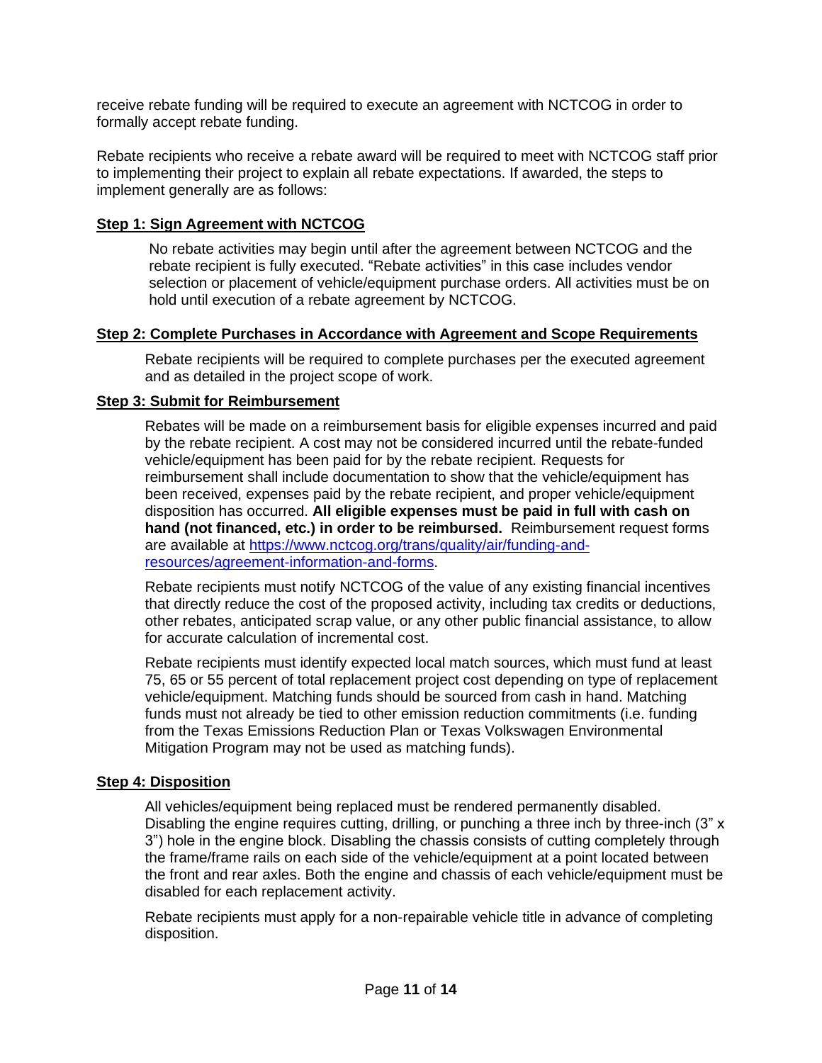receive rebate funding will be required to execute an agreement with NCTCOG in order to formally accept rebate funding.

Rebate recipients who receive a rebate award will be required to meet with NCTCOG staff prior to implementing their project to explain all rebate expectations. If awarded, the steps to implement generally are as follows:

**Step 1: Sign Agreement with NCTCOG**

No rebate activities may begin until after the agreement between NCTCOG and the rebate recipient is fully executed. “Rebate activities” in this case includes vendor selection or placement of vehicle/equipment purchase orders. All activities must be on hold until execution of a rebate agreement by NCTCOG.

**Step 2: Complete Purchases in Accordance with Agreement and Scope Requirements**

Rebate recipients will be required to complete purchases per the executed agreement and as detailed in the project scope of work.

**Step 3: Submit for Reimbursement**

Rebates will be made on a reimbursement basis for eligible expenses incurred and paid by the rebate recipient. A cost may not be considered incurred until the rebate-funded vehicle/equipment has been paid for by the rebate recipient. Requests for reimbursement shall include documentation to show that the vehicle/equipment has been received, expenses paid by the rebate recipient, and proper vehicle/equipment disposition has occurred. **All eligible expenses must be paid in full with cash on hand (not financed, etc.) in order to be reimbursed.** Reimbursement request forms are available at [https://www.nctcog.org/trans/quality/air/funding-and-resources/agreement-information-and-forms](https://www.nctcog.org/trans/quality/air/funding-and-resources/agreement-information-and-forms).

Rebate recipients must notify NCTCOG of the value of any existing financial incentives that directly reduce the cost of the proposed activity, including tax credits or deductions, other rebates, anticipated scrap value, or any other public financial assistance, to allow for accurate calculation of incremental cost.

Rebate recipients must identify expected local match sources, which must fund at least 75, 65 or 55 percent of total replacement project cost depending on type of replacement vehicle/equipment. Matching funds should be sourced from cash in hand. Matching funds must not already be tied to other emission reduction commitments (i.e. funding from the Texas Emissions Reduction Plan or Texas Volkswagen Environmental Mitigation Program may not be used as matching funds).

**Step 4: Disposition**

All vehicles/equipment being replaced must be rendered permanently disabled. Disabling the engine requires cutting, drilling, or punching a three inch by three-inch (3” x 3”) hole in the engine block. Disabling the chassis consists of cutting completely through the frame/frame rails on each side of the vehicle/equipment at a point located between the front and rear axles. Both the engine and chassis of each vehicle/equipment must be disabled for each replacement activity.

Rebate recipients must apply for a non-repairable vehicle title in advance of completing disposition.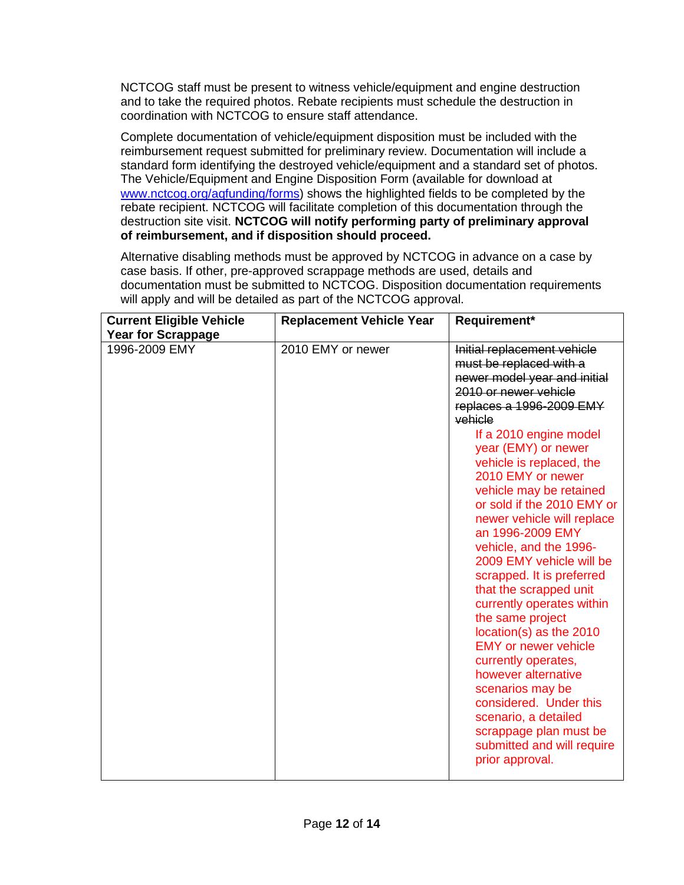NCTCOG staff must be present to witness vehicle/equipment and engine destruction and to take the required photos. Rebate recipients must schedule the destruction in coordination with NCTCOG to ensure staff attendance.

Complete documentation of vehicle/equipment disposition must be included with the reimbursement request submitted for preliminary review. Documentation will include a standard form identifying the destroyed vehicle/equipment and a standard set of photos. The Vehicle/Equipment and Engine Disposition Form (available for download at [www.nctcog.org/aqfunding/forms](www.nctcog.org/aqfunding/forms)) shows the highlighted fields to be completed by the rebate recipient. NCTCOG will facilitate completion of this documentation through the destruction site visit. **NCTCOG will notify performing party of preliminary approval of reimbursement, and if disposition should proceed.**

Alternative disabling methods must be approved by NCTCOG in advance on a case by case basis. If other, pre-approved scrappage methods are used, details and documentation must be submitted to NCTCOG. Disposition documentation requirements will apply and will be detailed as part of the NCTCOG approval.

| Current Eligible Vehicle Year for Scrappage | Replacement Vehicle Year | Requirement* |
| --- | --- | --- |
| 1996-2009 EMY | 2010 EMY or newer | ~~Initial replacement vehicle must be replaced with a newer model year and initial 2010 or newer vehicle replaces a 1996-2009 EMY vehicle~~ If a 2010 engine model year (EMY) or newer vehicle is replaced, the 2010 EMY or newer vehicle may be retained or sold if the 2010 EMY or newer vehicle will replace an 1996-2009 EMY vehicle, and the 1996-2009 EMY vehicle will be scrapped. It is preferred that the scrapped unit currently operates within the same project location(s) as the 2010 EMY or newer vehicle currently operates, however alternative scenarios may be considered. Under this scenario, a detailed scrappage plan must be submitted and will require prior approval. |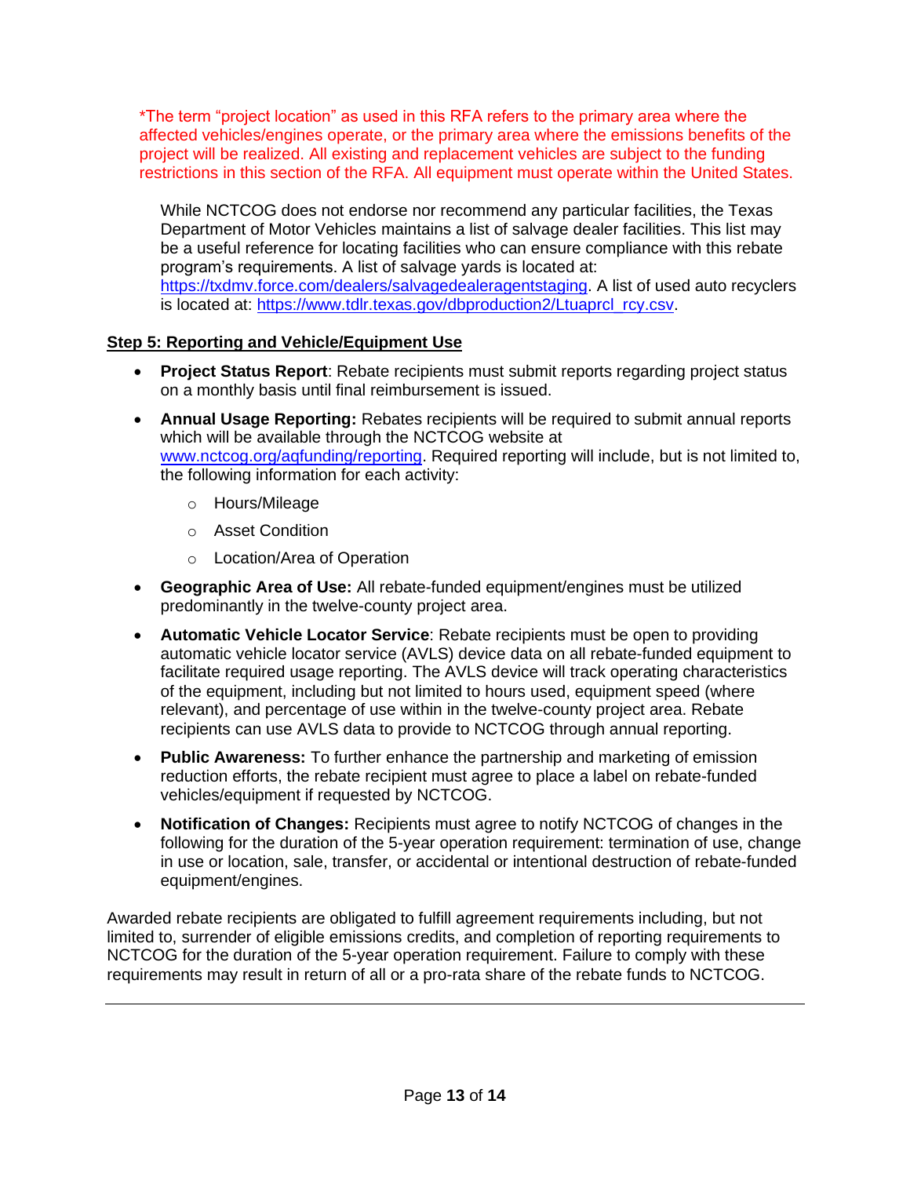*The term “project location” as used in this RFA refers to the primary area where the affected vehicles/engines operate, or the primary area where the emissions benefits of the project will be realized. All existing and replacement vehicles are subject to the funding restrictions in this section of the RFA. All equipment must operate within the United States.

While NCTCOG does not endorse nor recommend any particular facilities, the Texas Department of Motor Vehicles maintains a list of salvage dealer facilities. This list may be a useful reference for locating facilities who can ensure compliance with this rebate program’s requirements. A list of salvage yards is located at: [https://txdmv.force.com/dealers/salvagedealeragentstaging](https://txdmv.force.com/dealers/salvagedealeragentstaging). A list of used auto recyclers is located at: [https://www.tdlr.texas.gov/dbproduction2/Ltuaprcl_rcy.csv](https://www.tdlr.texas.gov/dbproduction2/Ltuaprcl_rcy.csv).

## Step 5: Reporting and Vehicle/Equipment Use

- **Project Status Report**: Rebate recipients must submit reports regarding project status on a monthly basis until final reimbursement is issued.
- **Annual Usage Reporting:** Rebates recipients will be required to submit annual reports which will be available through the NCTCOG website at [www.nctcog.org/aqfunding/reporting](http://www.nctcog.org/aqfunding/reporting). Required reporting will include, but is not limited to, the following information for each activity:
  - Hours/Mileage
  - Asset Condition
  - Location/Area of Operation
- **Geographic Area of Use:** All rebate-funded equipment/engines must be utilized predominantly in the twelve-county project area.
- **Automatic Vehicle Locator Service**: Rebate recipients must be open to providing automatic vehicle locator service (AVLS) device data on all rebate-funded equipment to facilitate required usage reporting. The AVLS device will track operating characteristics of the equipment, including but not limited to hours used, equipment speed (where relevant), and percentage of use within in the twelve-county project area. Rebate recipients can use AVLS data to provide to NCTCOG through annual reporting.
- **Public Awareness:** To further enhance the partnership and marketing of emission reduction efforts, the rebate recipient must agree to place a label on rebate-funded vehicles/equipment if requested by NCTCOG.
- **Notification of Changes:** Recipients must agree to notify NCTCOG of changes in the following for the duration of the 5-year operation requirement: termination of use, change in use or location, sale, transfer, or accidental or intentional destruction of rebate-funded equipment/engines.

Awarded rebate recipients are obligated to fulfill agreement requirements including, but not limited to, surrender of eligible emissions credits, and completion of reporting requirements to NCTCOG for the duration of the 5-year operation requirement. Failure to comply with these requirements may result in return of all or a pro-rata share of the rebate funds to NCTCOG.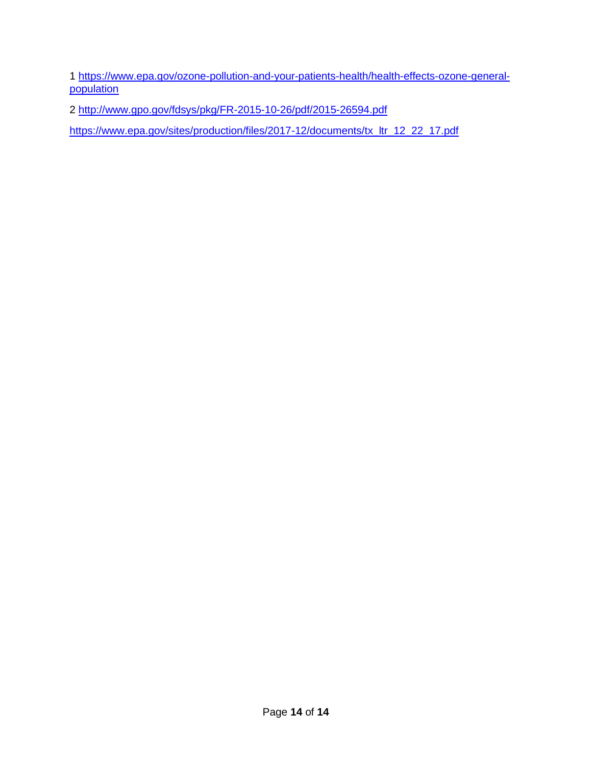1 https://www.epa.gov/ozone-pollution-and-your-patients-health/health-effects-ozone-general-population

2 http://www.gpo.gov/fdsys/pkg/FR-2015-10-26/pdf/2015-26594.pdf

https://www.epa.gov/sites/production/files/2017-12/documents/tx_ltr_12_22_17.pdf